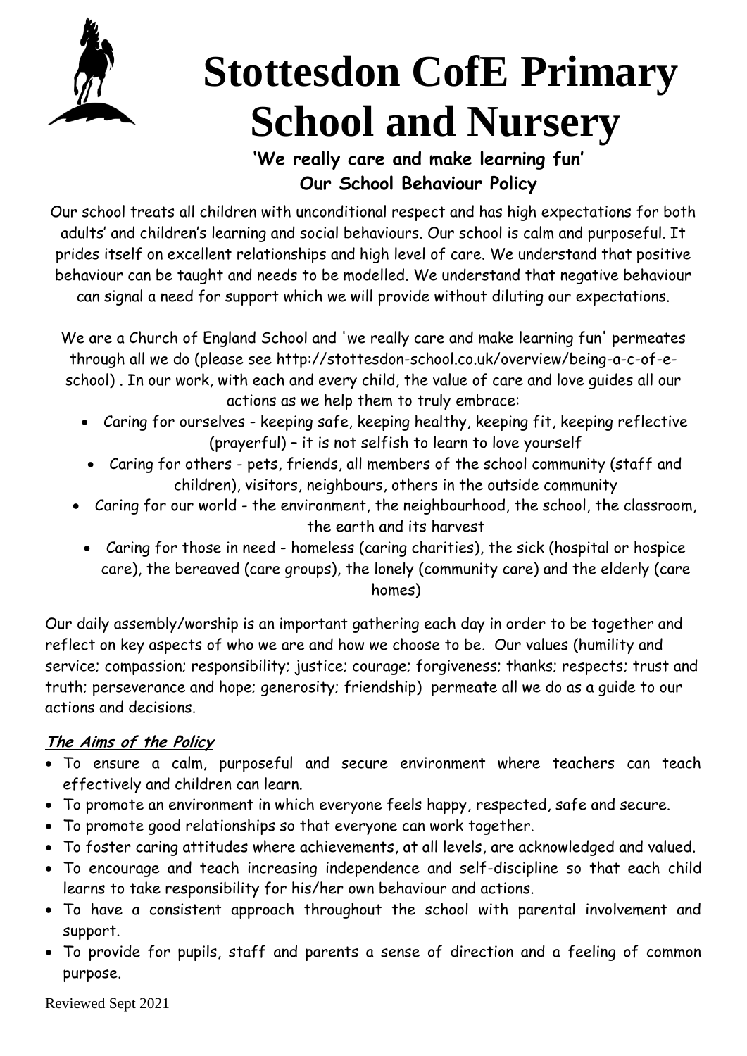# Stottesdon CofE Primary School and Nursery

**'We really care and make learning fun'**

**Our School Behaviour Policy**

Our school treats all children with unconditional respect and has high expectations for both adults' and children's learning and social behaviours. Our school is calm and purposeful. It prides itself on excellent relationships and high level of care. We understand that positive behaviour can be taught and needs to be modelled. We understand that negative behaviour can signal a need for support which we will provide without diluting our expectations.

We are a Church of England School and 'we really care and make learning fun' permeates through all we do (please see http://stottesdon-school.co.uk/overview/being-a-c-of-e-school) . In our work, with each and every child, the value of care and love guides all our actions as we help them to truly embrace:

- Caring for ourselves - keeping safe, keeping healthy, keeping fit, keeping reflective (prayerful) – it is not selfish to learn to love yourself
- Caring for others - pets, friends, all members of the school community (staff and children), visitors, neighbours, others in the outside community
- Caring for our world - the environment, the neighbourhood, the school, the classroom, the earth and its harvest
- Caring for those in need - homeless (caring charities), the sick (hospital or hospice care), the bereaved (care groups), the lonely (community care) and the elderly (care homes)

Our daily assembly/worship is an important gathering each day in order to be together and reflect on key aspects of who we are and how we choose to be. Our values (humility and service; compassion; responsibility; justice; courage; forgiveness; thanks; respects; trust and truth; perseverance and hope; generosity; friendship) permeate all we do as a guide to our actions and decisions.

***The Aims of the Policy***

- To ensure a calm, purposeful and secure environment where teachers can teach effectively and children can learn.
- To promote an environment in which everyone feels happy, respected, safe and secure.
- To promote good relationships so that everyone can work together.
- To foster caring attitudes where achievements, at all levels, are acknowledged and valued.
- To encourage and teach increasing independence and self-discipline so that each child learns to take responsibility for his/her own behaviour and actions.
- To have a consistent approach throughout the school with parental involvement and support.
- To provide for pupils, staff and parents a sense of direction and a feeling of common purpose.

Reviewed Sept 2021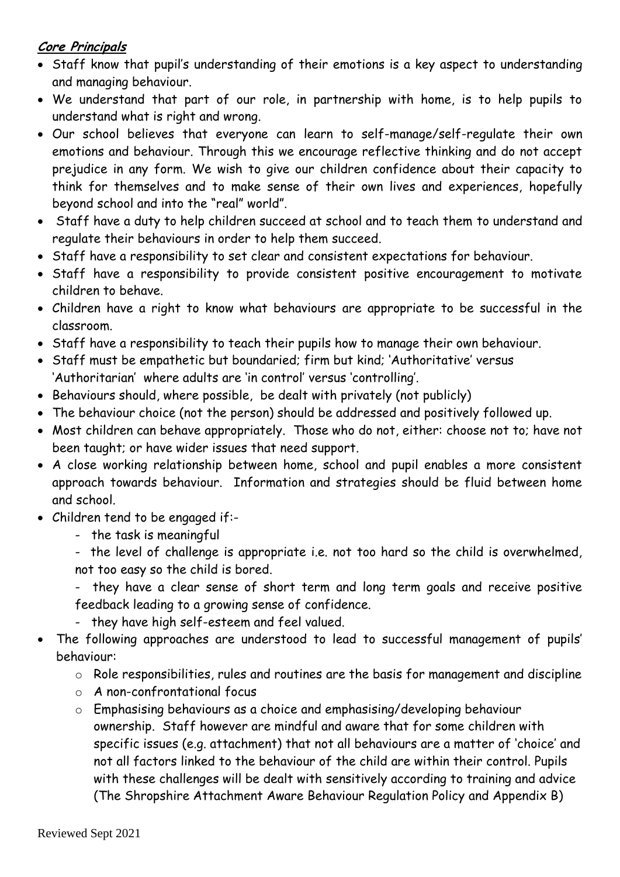**_Core Principals_**

- Staff know that pupil's understanding of their emotions is a key aspect to understanding and managing behaviour.
- We understand that part of our role, in partnership with home, is to help pupils to understand what is right and wrong.
- Our school believes that everyone can learn to self-manage/self-regulate their own emotions and behaviour. Through this we encourage reflective thinking and do not accept prejudice in any form. We wish to give our children confidence about their capacity to think for themselves and to make sense of their own lives and experiences, hopefully beyond school and into the "real" world".
- Staff have a duty to help children succeed at school and to teach them to understand and regulate their behaviours in order to help them succeed.
- Staff have a responsibility to set clear and consistent expectations for behaviour.
- Staff have a responsibility to provide consistent positive encouragement to motivate children to behave.
- Children have a right to know what behaviours are appropriate to be successful in the classroom.
- Staff have a responsibility to teach their pupils how to manage their own behaviour.
- Staff must be empathetic but boundaried; firm but kind; 'Authoritative' versus 'Authoritarian' where adults are 'in control' versus 'controlling'.
- Behaviours should, where possible, be dealt with privately (not publicly)
- The behaviour choice (not the person) should be addressed and positively followed up.
- Most children can behave appropriately. Those who do not, either: choose not to; have not been taught; or have wider issues that need support.
- A close working relationship between home, school and pupil enables a more consistent approach towards behaviour. Information and strategies should be fluid between home and school.
- Children tend to be engaged if:-
  - the task is meaningful
  - the level of challenge is appropriate i.e. not too hard so the child is overwhelmed, not too easy so the child is bored.
  - they have a clear sense of short term and long term goals and receive positive feedback leading to a growing sense of confidence.
  - they have high self-esteem and feel valued.
- The following approaches are understood to lead to successful management of pupils' behaviour:
  - Role responsibilities, rules and routines are the basis for management and discipline
  - A non-confrontational focus
  - Emphasising behaviours as a choice and emphasising/developing behaviour ownership. Staff however are mindful and aware that for some children with specific issues (e.g. attachment) that not all behaviours are a matter of 'choice' and not all factors linked to the behaviour of the child are within their control. Pupils with these challenges will be dealt with sensitively according to training and advice (The Shropshire Attachment Aware Behaviour Regulation Policy and Appendix B)

Reviewed Sept 2021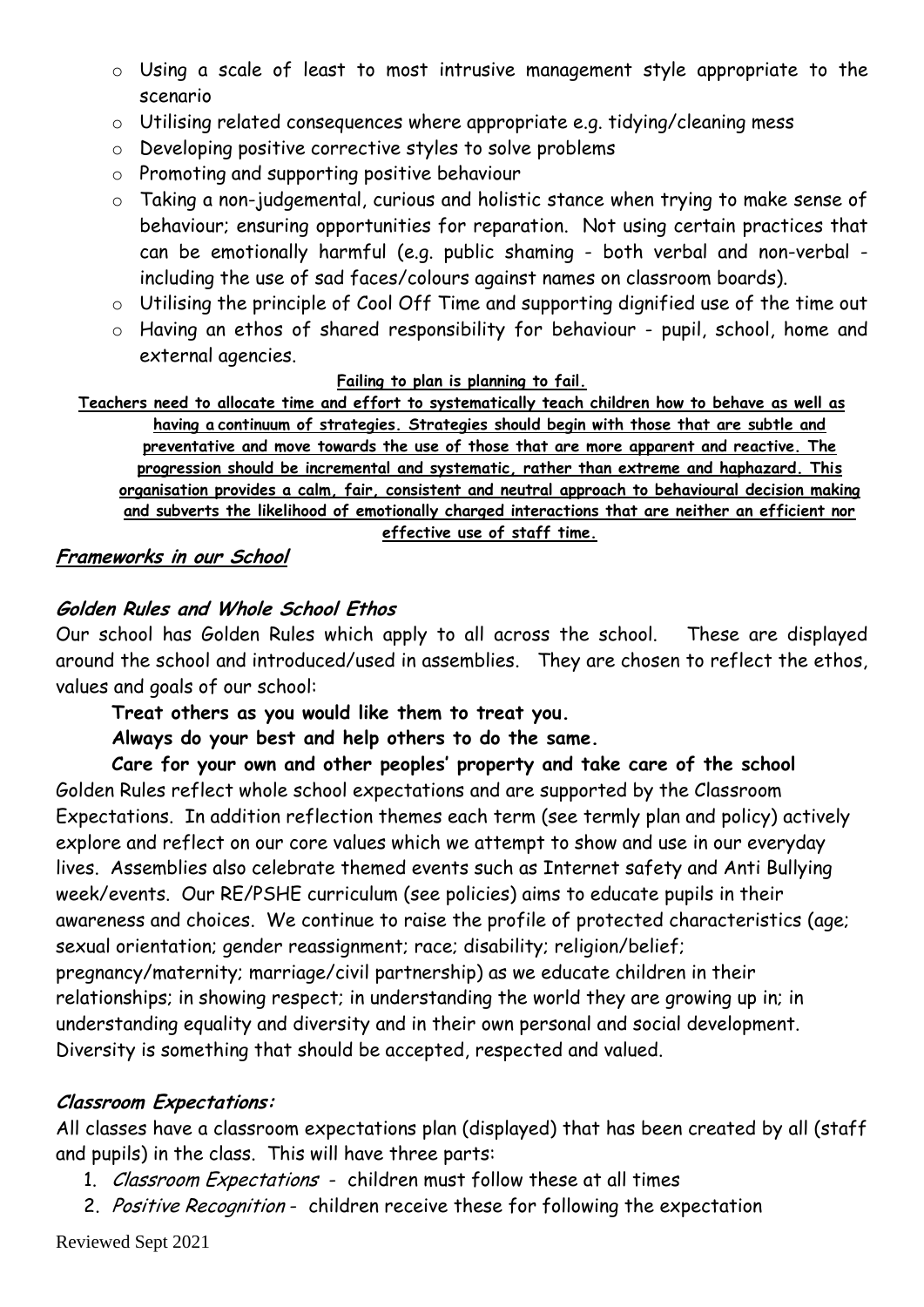- Using a scale of least to most intrusive management style appropriate to the scenario
- Utilising related consequences where appropriate e.g. tidying/cleaning mess
- Developing positive corrective styles to solve problems
- Promoting and supporting positive behaviour
- Taking a non-judgemental, curious and holistic stance when trying to make sense of behaviour; ensuring opportunities for reparation. Not using certain practices that can be emotionally harmful (e.g. public shaming - both verbal and non-verbal - including the use of sad faces/colours against names on classroom boards).
- Utilising the principle of Cool Off Time and supporting dignified use of the time out
- Having an ethos of shared responsibility for behaviour - pupil, school, home and external agencies.

**Failing to plan is planning to fail.**

**Teachers need to allocate time and effort to systematically teach children how to behave as well as having a continuum of strategies. Strategies should begin with those that are subtle and preventative and move towards the use of those that are more apparent and reactive. The progression should be incremental and systematic, rather than extreme and haphazard. This organisation provides a calm, fair, consistent and neutral approach to behavioural decision making and subverts the likelihood of emotionally charged interactions that are neither an efficient nor effective use of staff time.**

## Frameworks in our School

### Golden Rules and Whole School Ethos

Our school has Golden Rules which apply to all across the school. These are displayed around the school and introduced/used in assemblies. They are chosen to reflect the ethos, values and goals of our school:

**Treat others as you would like them to treat you.**

**Always do your best and help others to do the same.**

**Care for your own and other peoples' property and take care of the school**

Golden Rules reflect whole school expectations and are supported by the Classroom Expectations. In addition reflection themes each term (see termly plan and policy) actively explore and reflect on our core values which we attempt to show and use in our everyday lives. Assemblies also celebrate themed events such as Internet safety and Anti Bullying week/events. Our RE/PSHE curriculum (see policies) aims to educate pupils in their awareness and choices. We continue to raise the profile of protected characteristics (age; sexual orientation; gender reassignment; race; disability; religion/belief; pregnancy/maternity; marriage/civil partnership) as we educate children in their relationships; in showing respect; in understanding the world they are growing up in; in understanding equality and diversity and in their own personal and social development. Diversity is something that should be accepted, respected and valued.

### Classroom Expectations:

All classes have a classroom expectations plan (displayed) that has been created by all (staff and pupils) in the class. This will have three parts:

1. *Classroom Expectations* - children must follow these at all times
2. *Positive Recognition* - children receive these for following the expectation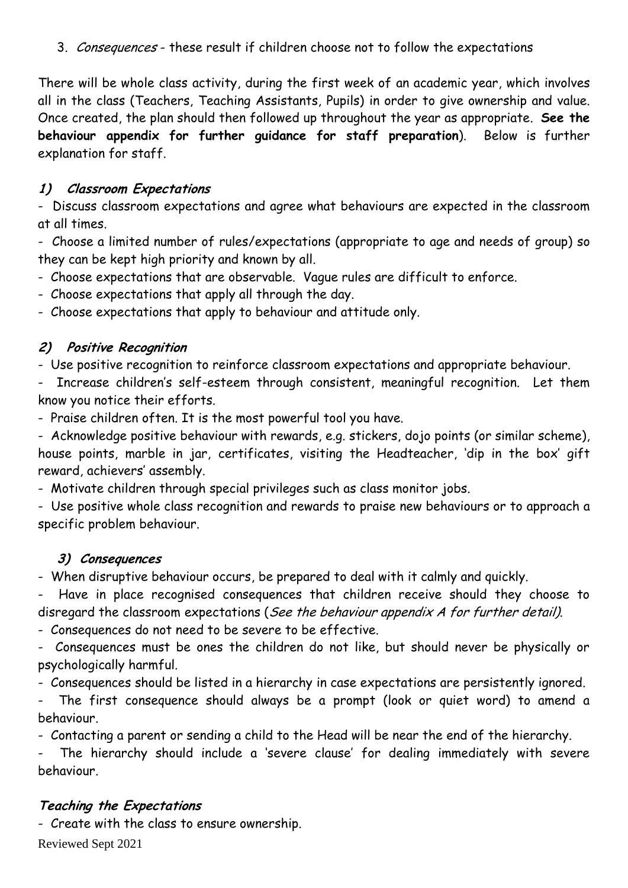3. *Consequences* - these result if children choose not to follow the expectations

There will be whole class activity, during the first week of an academic year, which involves all in the class (Teachers, Teaching Assistants, Pupils) in order to give ownership and value. Once created, the plan should then followed up throughout the year as appropriate. **See the behaviour appendix for further guidance for staff preparation**). Below is further explanation for staff.

### 1) *Classroom Expectations*

- Discuss classroom expectations and agree what behaviours are expected in the classroom at all times.
- Choose a limited number of rules/expectations (appropriate to age and needs of group) so they can be kept high priority and known by all.
- Choose expectations that are observable. Vague rules are difficult to enforce.
- Choose expectations that apply all through the day.
- Choose expectations that apply to behaviour and attitude only.

### 2) *Positive Recognition*

- Use positive recognition to reinforce classroom expectations and appropriate behaviour.
- Increase children's self-esteem through consistent, meaningful recognition. Let them know you notice their efforts.
- Praise children often. It is the most powerful tool you have.
- Acknowledge positive behaviour with rewards, e.g. stickers, dojo points (or similar scheme), house points, marble in jar, certificates, visiting the Headteacher, 'dip in the box' gift reward, achievers' assembly.
- Motivate children through special privileges such as class monitor jobs.
- Use positive whole class recognition and rewards to praise new behaviours or to approach a specific problem behaviour.

### 3) *Consequences*

- When disruptive behaviour occurs, be prepared to deal with it calmly and quickly.
- Have in place recognised consequences that children receive should they choose to disregard the classroom expectations (*See the behaviour appendix A for further detail)*.
- Consequences do not need to be severe to be effective.
- Consequences must be ones the children do not like, but should never be physically or psychologically harmful.
- Consequences should be listed in a hierarchy in case expectations are persistently ignored.
- The first consequence should always be a prompt (look or quiet word) to amend a behaviour.
- Contacting a parent or sending a child to the Head will be near the end of the hierarchy.
- The hierarchy should include a 'severe clause' for dealing immediately with severe behaviour.

### *Teaching the Expectations*

- Create with the class to ensure ownership.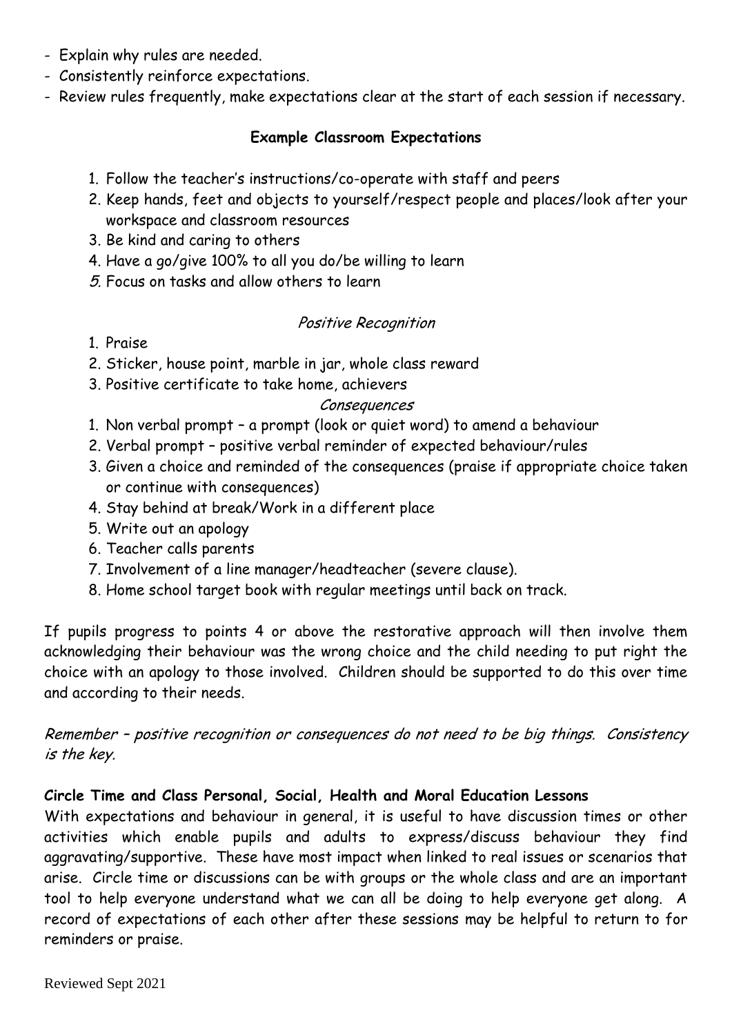- Explain why rules are needed.
- Consistently reinforce expectations.
- Review rules frequently, make expectations clear at the start of each session if necessary.

**Example Classroom Expectations**

1. Follow the teacher's instructions/co-operate with staff and peers
2. Keep hands, feet and objects to yourself/respect people and places/look after your workspace and classroom resources
3. Be kind and caring to others
4. Have a go/give 100% to all you do/be willing to learn
5. Focus on tasks and allow others to learn

*Positive Recognition*

1. Praise
2. Sticker, house point, marble in jar, whole class reward
3. Positive certificate to take home, achievers

*Consequences*

1. Non verbal prompt – a prompt (look or quiet word) to amend a behaviour
2. Verbal prompt – positive verbal reminder of expected behaviour/rules
3. Given a choice and reminded of the consequences (praise if appropriate choice taken or continue with consequences)
4. Stay behind at break/Work in a different place
5. Write out an apology
6. Teacher calls parents
7. Involvement of a line manager/headteacher (severe clause).
8. Home school target book with regular meetings until back on track.

If pupils progress to points 4 or above the restorative approach will then involve them acknowledging their behaviour was the wrong choice and the child needing to put right the choice with an apology to those involved. Children should be supported to do this over time and according to their needs.

*Remember – positive recognition or consequences do not need to be big things. Consistency is the key.*

**Circle Time and Class Personal, Social, Health and Moral Education Lessons**

With expectations and behaviour in general, it is useful to have discussion times or other activities which enable pupils and adults to express/discuss behaviour they find aggravating/supportive. These have most impact when linked to real issues or scenarios that arise. Circle time or discussions can be with groups or the whole class and are an important tool to help everyone understand what we can all be doing to help everyone get along. A record of expectations of each other after these sessions may be helpful to return to for reminders or praise.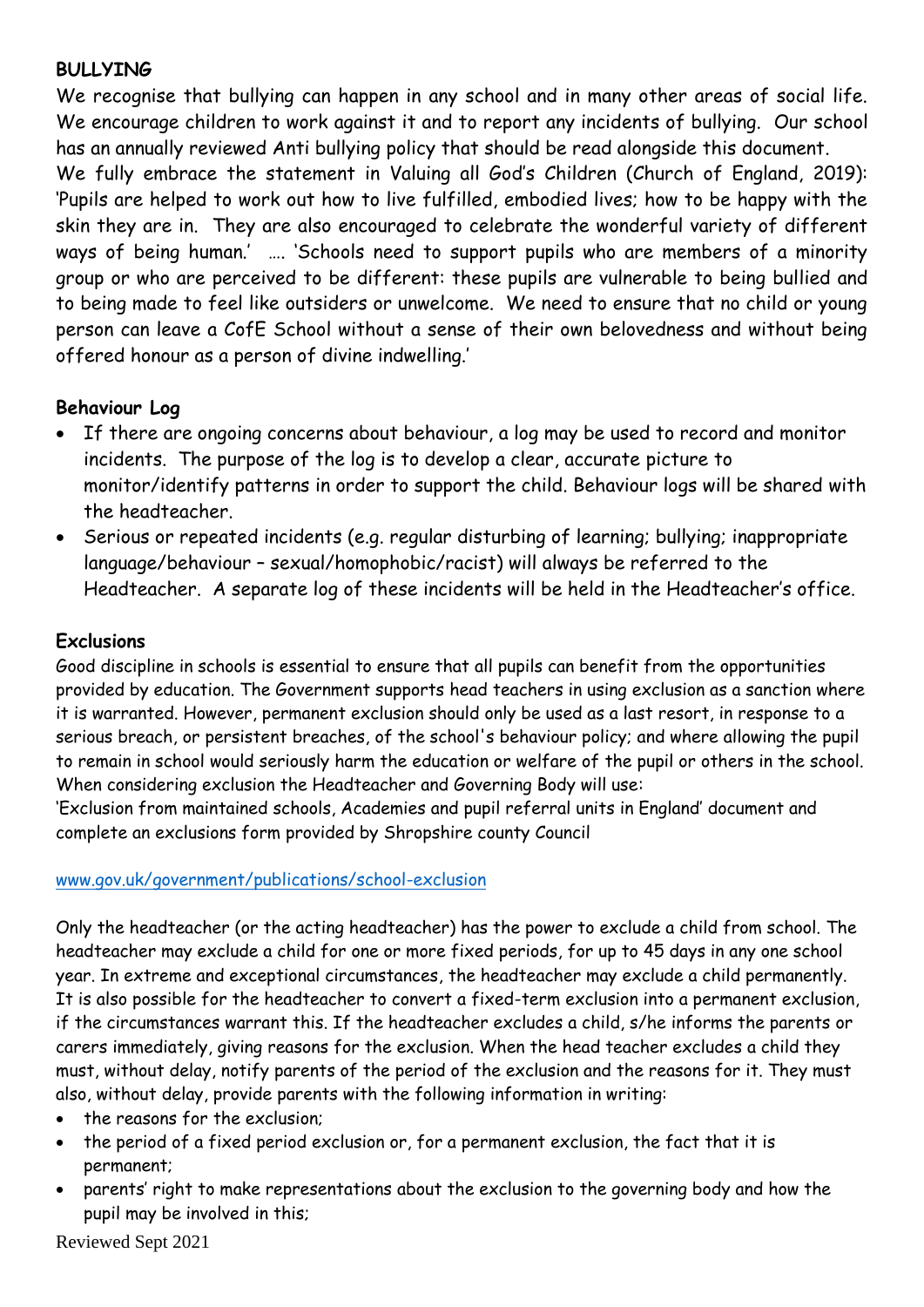**BULLYING**

We recognise that bullying can happen in any school and in many other areas of social life. We encourage children to work against it and to report any incidents of bullying. Our school has an annually reviewed Anti bullying policy that should be read alongside this document.

We fully embrace the statement in Valuing all God's Children (Church of England, 2019): 'Pupils are helped to work out how to live fulfilled, embodied lives; how to be happy with the skin they are in. They are also encouraged to celebrate the wonderful variety of different ways of being human.' …. 'Schools need to support pupils who are members of a minority group or who are perceived to be different: these pupils are vulnerable to being bullied and to being made to feel like outsiders or unwelcome. We need to ensure that no child or young person can leave a CofE School without a sense of their own belovedness and without being offered honour as a person of divine indwelling.'

**Behaviour Log**

- If there are ongoing concerns about behaviour, a log may be used to record and monitor incidents. The purpose of the log is to develop a clear, accurate picture to monitor/identify patterns in order to support the child. Behaviour logs will be shared with the headteacher.
- Serious or repeated incidents (e.g. regular disturbing of learning; bullying; inappropriate language/behaviour – sexual/homophobic/racist) will always be referred to the Headteacher. A separate log of these incidents will be held in the Headteacher's office.

**Exclusions**

Good discipline in schools is essential to ensure that all pupils can benefit from the opportunities provided by education. The Government supports head teachers in using exclusion as a sanction where it is warranted. However, permanent exclusion should only be used as a last resort, in response to a serious breach, or persistent breaches, of the school's behaviour policy; and where allowing the pupil to remain in school would seriously harm the education or welfare of the pupil or others in the school. When considering exclusion the Headteacher and Governing Body will use:

'Exclusion from maintained schools, Academies and pupil referral units in England' document and complete an exclusions form provided by Shropshire county Council

www.gov.uk/government/publications/school-exclusion

Only the headteacher (or the acting headteacher) has the power to exclude a child from school. The headteacher may exclude a child for one or more fixed periods, for up to 45 days in any one school year. In extreme and exceptional circumstances, the headteacher may exclude a child permanently. It is also possible for the headteacher to convert a fixed-term exclusion into a permanent exclusion, if the circumstances warrant this. If the headteacher excludes a child, s/he informs the parents or carers immediately, giving reasons for the exclusion. When the head teacher excludes a child they must, without delay, notify parents of the period of the exclusion and the reasons for it. They must also, without delay, provide parents with the following information in writing:

- the reasons for the exclusion;
- the period of a fixed period exclusion or, for a permanent exclusion, the fact that it is permanent;
- parents' right to make representations about the exclusion to the governing body and how the pupil may be involved in this;

Reviewed Sept 2021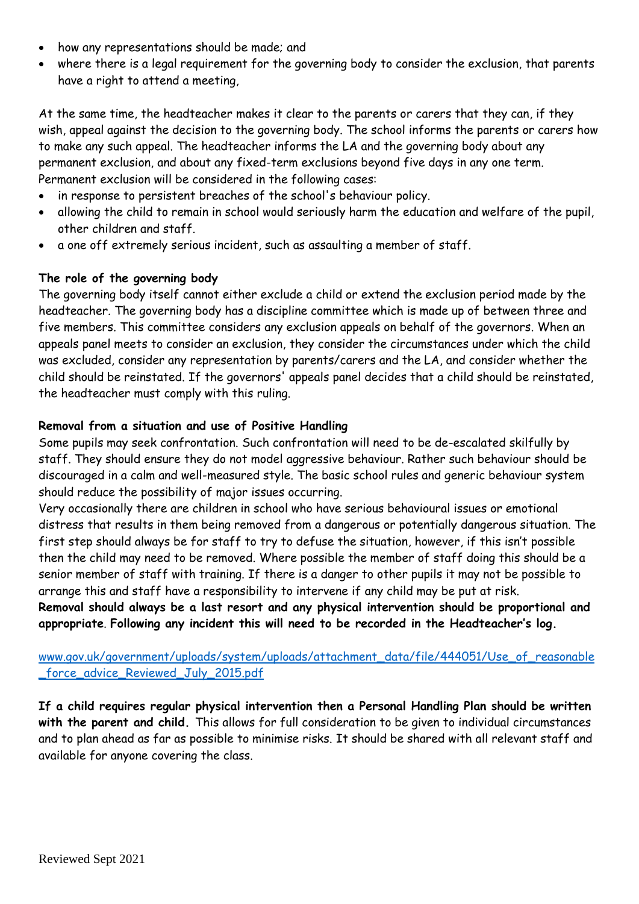- how any representations should be made; and
- where there is a legal requirement for the governing body to consider the exclusion, that parents have a right to attend a meeting,

At the same time, the headteacher makes it clear to the parents or carers that they can, if they wish, appeal against the decision to the governing body. The school informs the parents or carers how to make any such appeal. The headteacher informs the LA and the governing body about any permanent exclusion, and about any fixed-term exclusions beyond five days in any one term.
Permanent exclusion will be considered in the following cases:

- in response to persistent breaches of the school's behaviour policy.
- allowing the child to remain in school would seriously harm the education and welfare of the pupil, other children and staff.
- a one off extremely serious incident, such as assaulting a member of staff.

**The role of the governing body**

The governing body itself cannot either exclude a child or extend the exclusion period made by the headteacher. The governing body has a discipline committee which is made up of between three and five members. This committee considers any exclusion appeals on behalf of the governors. When an appeals panel meets to consider an exclusion, they consider the circumstances under which the child was excluded, consider any representation by parents/carers and the LA, and consider whether the child should be reinstated. If the governors' appeals panel decides that a child should be reinstated, the headteacher must comply with this ruling.

**Removal from a situation and use of Positive Handling**

Some pupils may seek confrontation. Such confrontation will need to be de-escalated skilfully by staff. They should ensure they do not model aggressive behaviour. Rather such behaviour should be discouraged in a calm and well-measured style. The basic school rules and generic behaviour system should reduce the possibility of major issues occurring.

Very occasionally there are children in school who have serious behavioural issues or emotional distress that results in them being removed from a dangerous or potentially dangerous situation. The first step should always be for staff to try to defuse the situation, however, if this isn't possible then the child may need to be removed. Where possible the member of staff doing this should be a senior member of staff with training. If there is a danger to other pupils it may not be possible to arrange this and staff have a responsibility to intervene if any child may be put at risk.
**Removal should always be a last resort and any physical intervention should be proportional and appropriate**. **Following any incident this will need to be recorded in the Headteacher's log.**

www.gov.uk/government/uploads/system/uploads/attachment_data/file/444051/Use_of_reasonable_force_advice_Reviewed_July_2015.pdf

**If a child requires regular physical intervention then a Personal Handling Plan should be written with the parent and child.** This allows for full consideration to be given to individual circumstances and to plan ahead as far as possible to minimise risks. It should be shared with all relevant staff and available for anyone covering the class.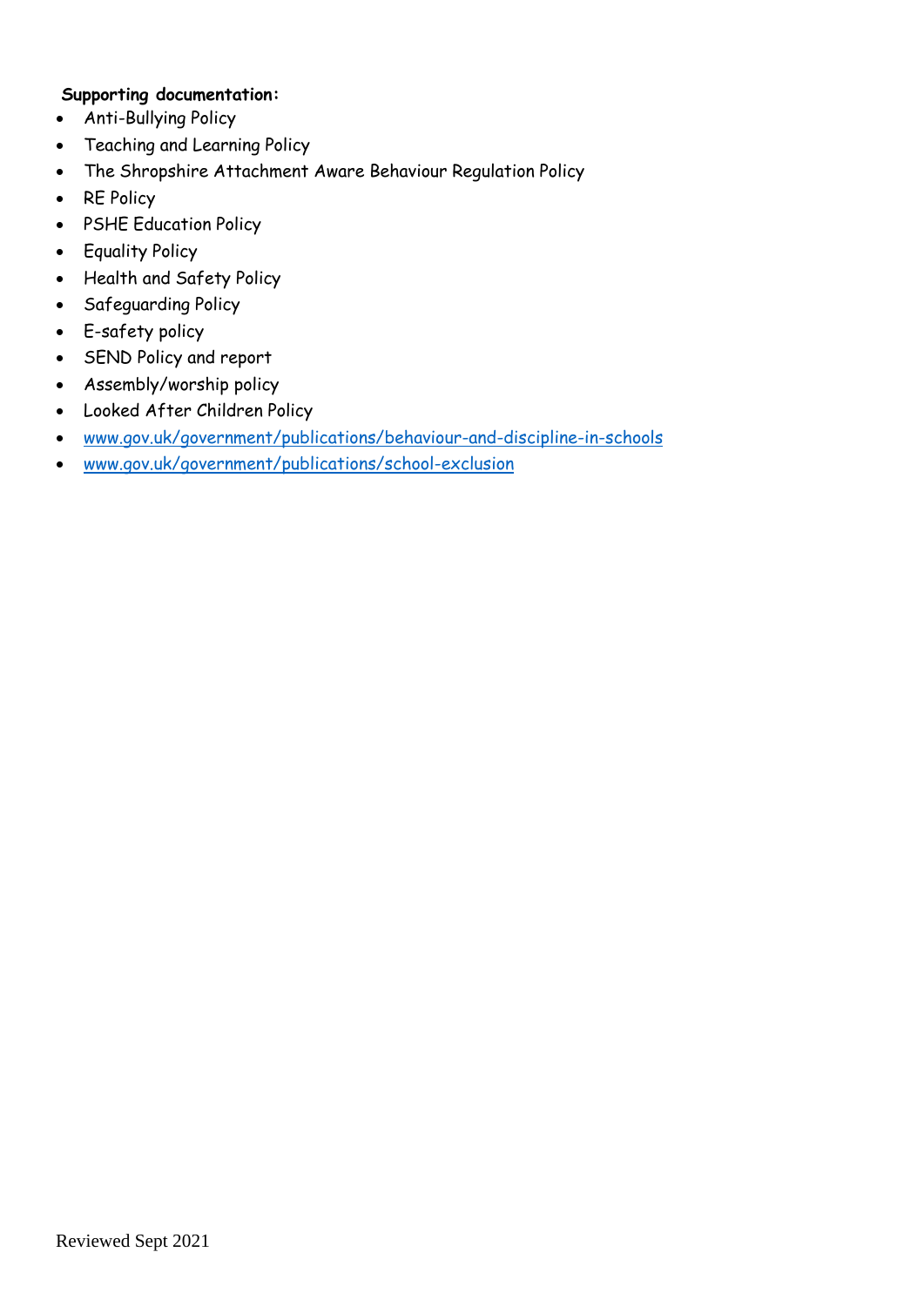**Supporting documentation:**

- Anti-Bullying Policy
- Teaching and Learning Policy
- The Shropshire Attachment Aware Behaviour Regulation Policy
- RE Policy
- PSHE Education Policy
- Equality Policy
- Health and Safety Policy
- Safeguarding Policy
- E-safety policy
- SEND Policy and report
- Assembly/worship policy
- Looked After Children Policy
- [www.gov.uk/government/publications/behaviour-and-discipline-in-schools](http://www.gov.uk/government/publications/behaviour-and-discipline-in-schools)
- [www.gov.uk/government/publications/school-exclusion](http://www.gov.uk/government/publications/school-exclusion)

Reviewed Sept 2021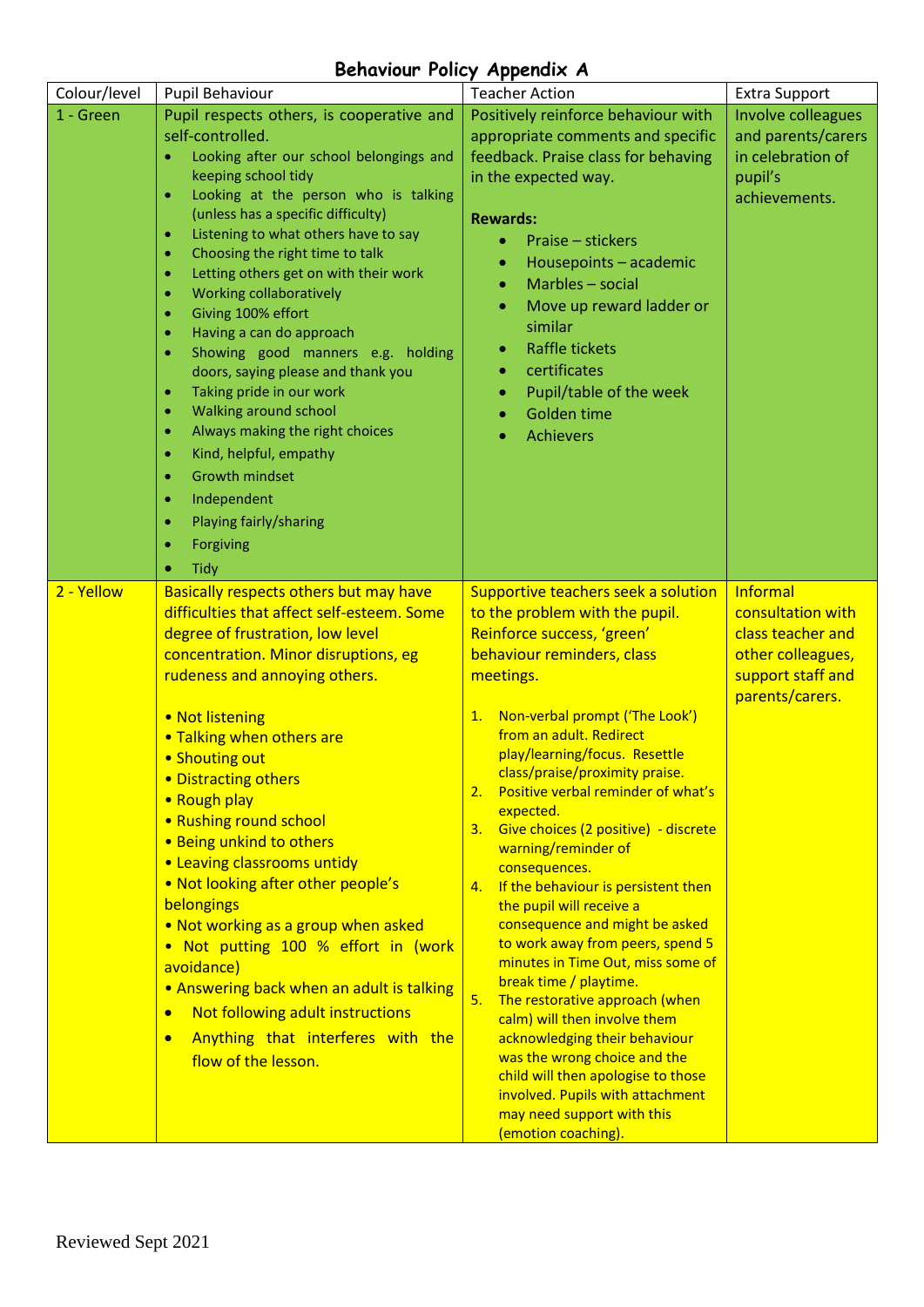# Behaviour Policy Appendix A

| Colour/level | Pupil Behaviour | Teacher Action | Extra Support |
|---|---|---|---|
| 1 - Green | Pupil respects others, is cooperative and self-controlled.<br>• Looking after our school belongings and keeping school tidy<br>• Looking at the person who is talking (unless has a specific difficulty)<br>• Listening to what others have to say<br>• Choosing the right time to talk<br>• Letting others get on with their work<br>• Working collaboratively<br>• Giving 100% effort<br>• Having a can do approach<br>• Showing good manners e.g. holding doors, saying please and thank you<br>• Taking pride in our work<br>• Walking around school<br>• Always making the right choices<br>• Kind, helpful, empathy<br>• Growth mindset<br>• Independent<br>• Playing fairly/sharing<br>• Forgiving<br>• Tidy | Positively reinforce behaviour with appropriate comments and specific feedback. Praise class for behaving in the expected way.<br><br>**Rewards:**<br>• Praise – stickers<br>• Housepoints – academic<br>• Marbles – social<br>• Move up reward ladder or similar<br>• Raffle tickets<br>• certificates<br>• Pupil/table of the week<br>• Golden time<br>• Achievers | Involve colleagues and parents/carers in celebration of pupil's achievements. |
| 2 - Yellow | Basically respects others but may have difficulties that affect self-esteem. Some degree of frustration, low level concentration. Minor disruptions, eg rudeness and annoying others.<br><br>• Not listening<br>• Talking when others are<br>• Shouting out<br>• Distracting others<br>• Rough play<br>• Rushing round school<br>• Being unkind to others<br>• Leaving classrooms untidy<br>• Not looking after other people's belongings<br>• Not working as a group when asked<br>• Not putting 100 % effort in (work avoidance)<br>• Answering back when an adult is talking<br>• Not following adult instructions<br>• Anything that interferes with the flow of the lesson. | Supportive teachers seek a solution to the problem with the pupil. Reinforce success, 'green' behaviour reminders, class meetings.<br><br>1. Non-verbal prompt ('The Look') from an adult. Redirect play/learning/focus. Resettle class/praise/proximity praise.<br>2. Positive verbal reminder of what's expected.<br>3. Give choices (2 positive) - discrete warning/reminder of consequences.<br>4. If the behaviour is persistent then the pupil will receive a consequence and might be asked to work away from peers, spend 5 minutes in Time Out, miss some of break time / playtime.<br>5. The restorative approach (when calm) will then involve them acknowledging their behaviour was the wrong choice and the child will then apologise to those involved. Pupils with attachment may need support with this (emotion coaching). | Informal consultation with class teacher and other colleagues, support staff and parents/carers. |

Reviewed Sept 2021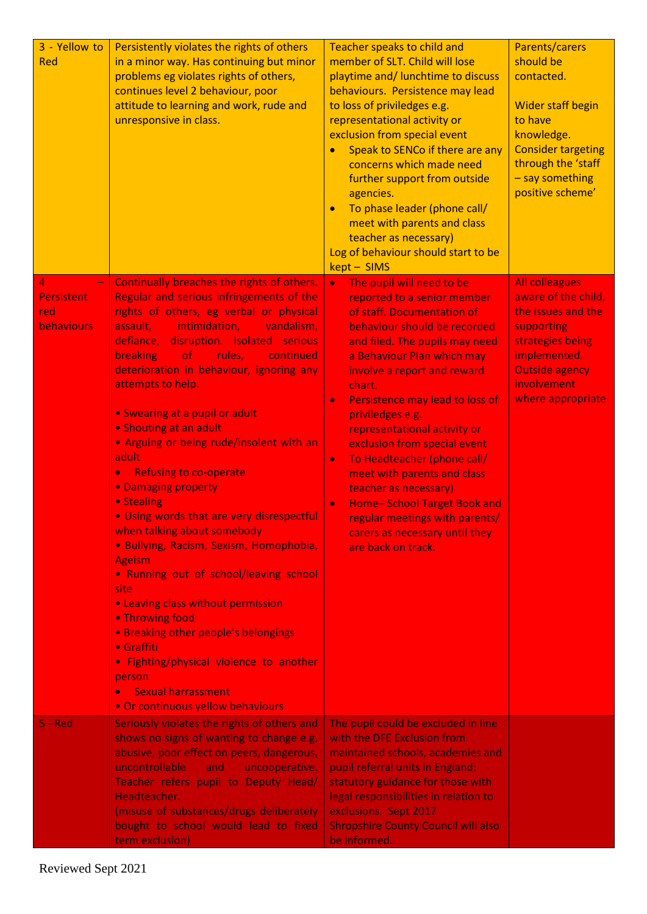| 3 - Yellow to Red | Persistently violates the rights of others in a minor way. Has continuing but minor problems eg violates rights of others, continues level 2 behaviour, poor attitude to learning and work, rude and unresponsive in class. | Teacher speaks to child and member of SLT. Child will lose playtime and/ lunchtime to discuss behaviours. Persistence may lead to loss of priviledges e.g. representational activity or exclusion from special event<br>• Speak to SENCo if there are any concerns which made need further support from outside agencies.<br>• To phase leader (phone call/ meet with parents and class teacher as necessary)<br>Log of behaviour should start to be kept – SIMS | Parents/carers should be contacted.<br><br>Wider staff begin to have knowledge. Consider targeting through the 'staff – say something positive scheme' |
|---|---|---|---|
| 4 – Persistent red behaviours | Continually breaches the rights of others. Regular and serious infringements of the rights of others, eg verbal or physical assault, intimidation, vandalism, defiance, disruption. Isolated serious breaking of rules, continued deterioration in behaviour, ignoring any attempts to help.<br><br>• Swearing at a pupil or adult<br>• Shouting at an adult<br>• Arguing or being rude/insolent with an adult<br>• Refusing to co-operate<br>• Damaging property<br>• Stealing<br>• Using words that are very disrespectful when talking about somebody<br>• Bullying, Racism, Sexism, Homophobia, Ageism<br>• Running out of school/leaving school site<br>• Leaving class without permission<br>• Throwing food<br>• Breaking other people's belongings<br>• Graffiti<br>• Fighting/physical violence to another person<br>• Sexual harrassment<br>• Or continuous yellow behaviours | • The pupil will need to be reported to a senior member of staff. Documentation of behaviour should be recorded and filed. The pupils may need a Behaviour Plan which may involve a report and reward chart.<br>• Persistence may lead to loss of priviledges e.g. representational activity or exclusion from special event<br>• To Headteacher (phone call/ meet with parents and class teacher as necessary)<br>• Home– School Target Book and regular meetings with parents/ carers as necessary until they are back on track. | All colleagues aware of the child, the issues and the supporting strategies being implemented. Outside agency involvement where appropriate |
| 5 - Red | Seriously violates the rights of others and shows no signs of wanting to change e.g. abusive, poor effect on peers, dangerous, uncontrollable and uncooperative. Teacher refers pupil to Deputy Head/ Headteacher.<br>(misuse of substances/drugs deliberately bought to school would lead to fixed term exclusion) | The pupil could be excluded in line with the DFE Exclusion from maintained schools, academies and pupil referral units in England: statutory guidance for those with legal responsibilities in relation to exclusions. Sept 2017<br>Shropshire County Council will also be informed. | |

Reviewed Sept 2021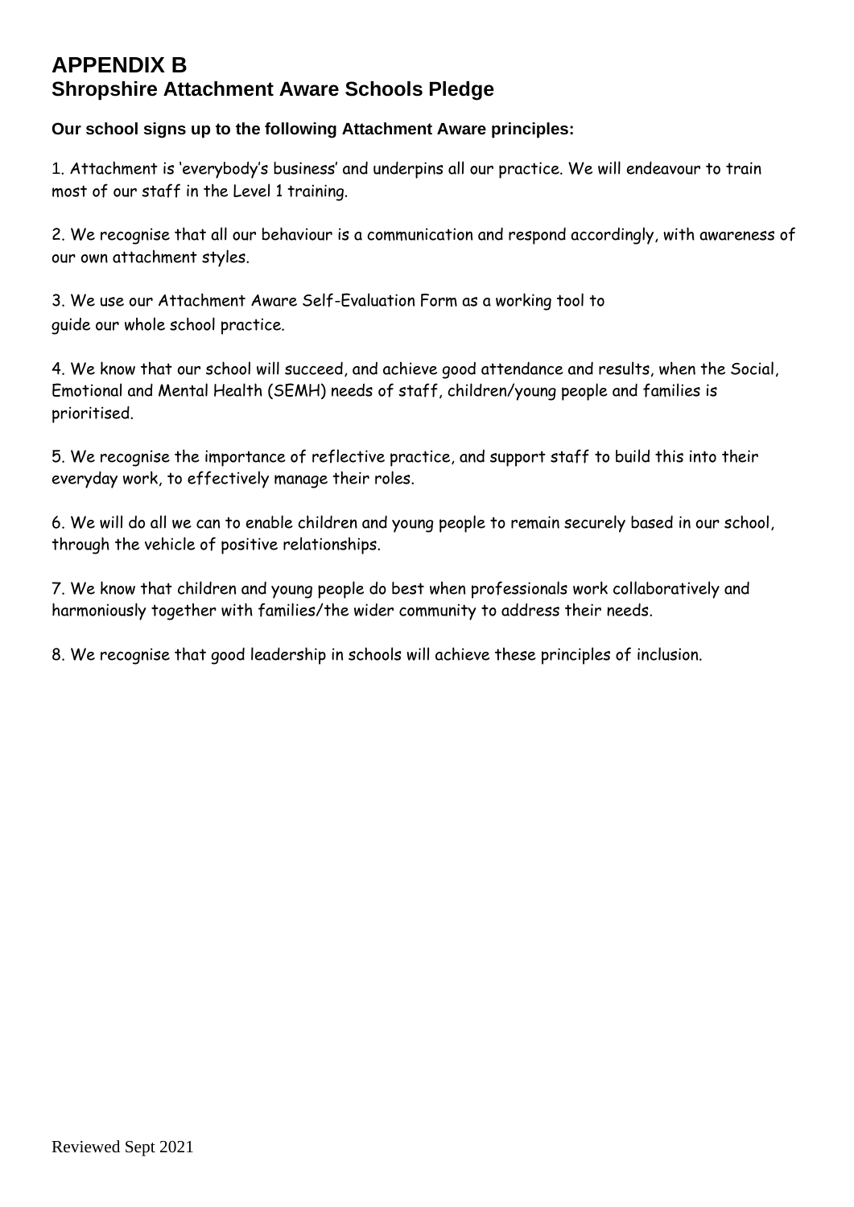# APPENDIX B

## Shropshire Attachment Aware Schools Pledge

**Our school signs up to the following Attachment Aware principles:**

1. Attachment is 'everybody's business' and underpins all our practice. We will endeavour to train most of our staff in the Level 1 training.

2. We recognise that all our behaviour is a communication and respond accordingly, with awareness of our own attachment styles.

3. We use our Attachment Aware Self-Evaluation Form as a working tool to guide our whole school practice.

4. We know that our school will succeed, and achieve good attendance and results, when the Social, Emotional and Mental Health (SEMH) needs of staff, children/young people and families is prioritised.

5. We recognise the importance of reflective practice, and support staff to build this into their everyday work, to effectively manage their roles.

6. We will do all we can to enable children and young people to remain securely based in our school, through the vehicle of positive relationships.

7. We know that children and young people do best when professionals work collaboratively and harmoniously together with families/the wider community to address their needs.

8. We recognise that good leadership in schools will achieve these principles of inclusion.

Reviewed Sept 2021